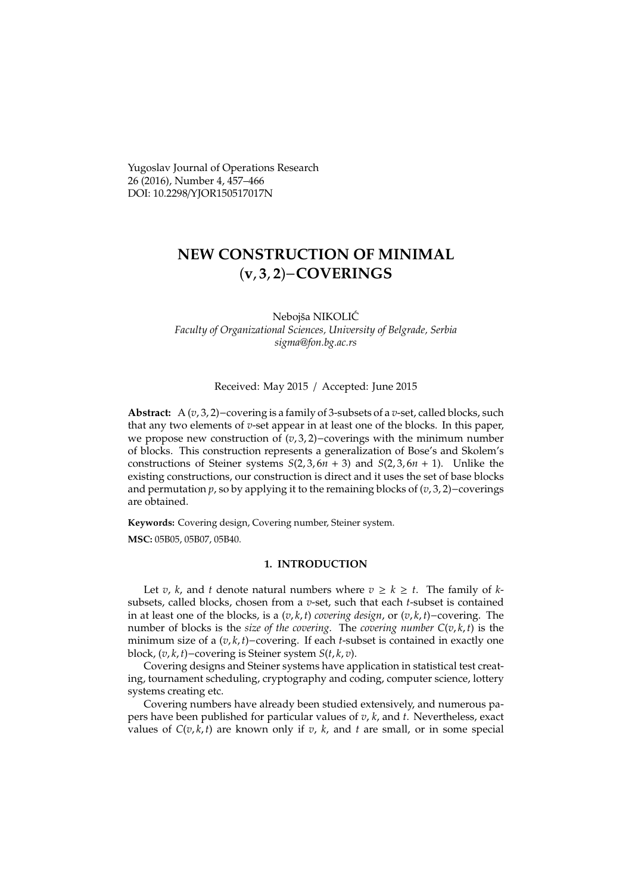Yugoslav Journal of Operations Research
26 (2016), Number 4, 457–466
DOI: 10.2298/YJOR150517017N

# NEW CONSTRUCTION OF MINIMAL $(v, 3, 2)$−COVERINGS

Nebojša NIKOLIĆ
*Faculty of Organizational Sciences, University of Belgrade, Serbia*
*sigma@fon.bg.ac.rs*

Received: May 2015 / Accepted: June 2015

**Abstract:** A $(v, 3, 2)$−covering is a family of 3-subsets of a $v$-set, called blocks, such that any two elements of $v$-set appear in at least one of the blocks. In this paper, we propose new construction of $(v, 3, 2)$−coverings with the minimum number of blocks. This construction represents a generalization of Bose's and Skolem's constructions of Steiner systems $S(2, 3, 6n + 3)$ and $S(2, 3, 6n + 1)$. Unlike the existing constructions, our construction is direct and it uses the set of base blocks and permutation $p$, so by applying it to the remaining blocks of $(v, 3, 2)$−coverings are obtained.

**Keywords:** Covering design, Covering number, Steiner system.

**MSC:** 05B05, 05B07, 05B40.

## 1. INTRODUCTION

Let $v$, $k$, and $t$ denote natural numbers where $v \geq k \geq t$. The family of $k$-subsets, called blocks, chosen from a $v$-set, such that each $t$-subset is contained in at least one of the blocks, is a $(v, k, t)$ *covering design*, or $(v, k, t)$−covering. The number of blocks is the *size of the covering*. The *covering number* $C(v, k, t)$ is the minimum size of a $(v, k, t)$−covering. If each $t$-subset is contained in exactly one block, $(v, k, t)$−covering is Steiner system $S(t, k, v)$.

Covering designs and Steiner systems have application in statistical test creating, tournament scheduling, cryptography and coding, computer science, lottery systems creating etc.

Covering numbers have already been studied extensively, and numerous papers have been published for particular values of $v$, $k$, and $t$. Nevertheless, exact values of $C(v, k, t)$ are known only if $v$, $k$, and $t$ are small, or in some special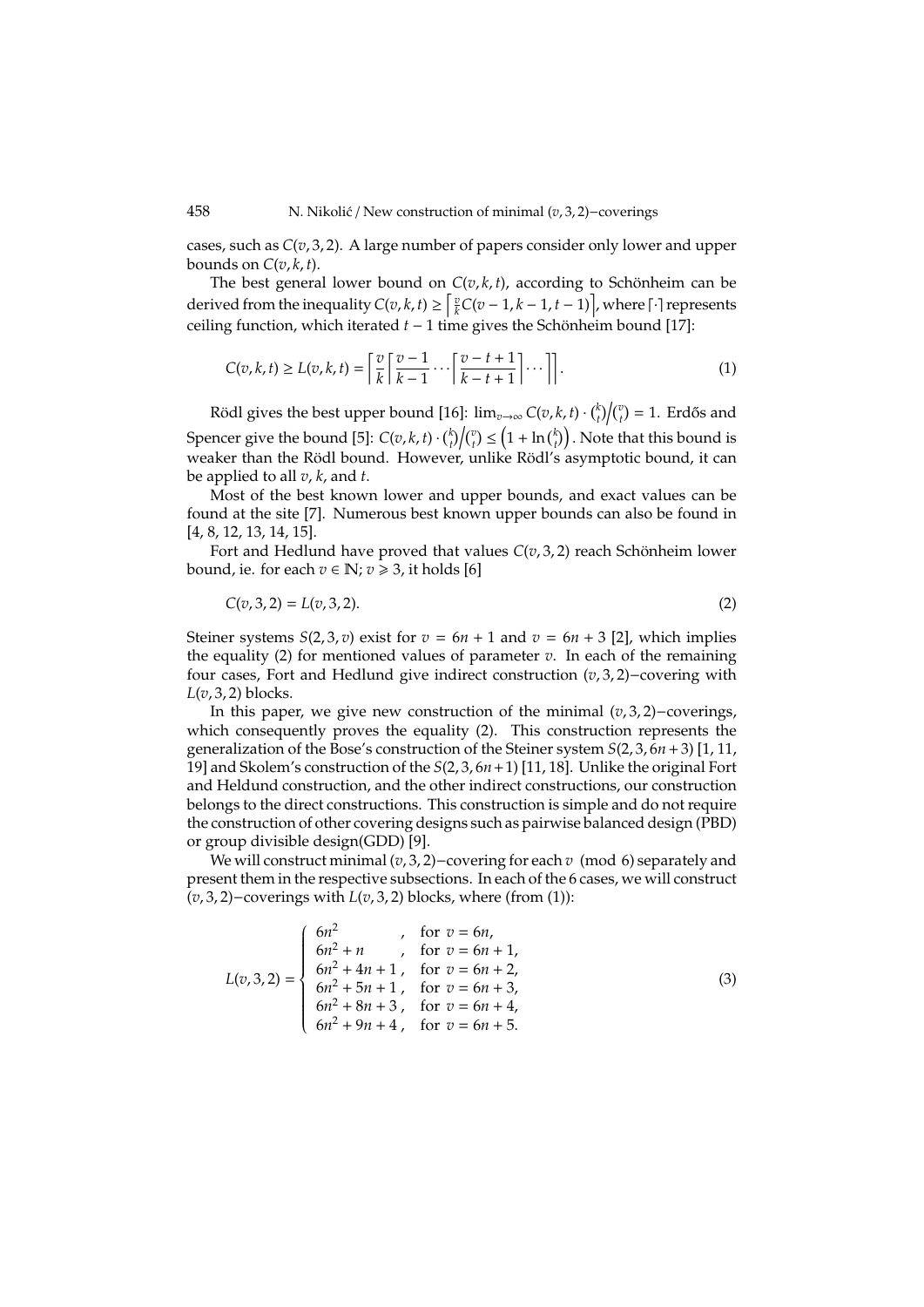cases, such as $C(v, 3, 2)$. A large number of papers consider only lower and upper bounds on $C(v, k, t)$.

The best general lower bound on $C(v, k, t)$, according to Schönheim can be derived from the inequality $C(v, k, t) \geq \left\lceil \frac{v}{k} C(v-1, k-1, t-1) \right\rceil$, where $\lceil \cdot \rceil$ represents ceiling function, which iterated $t-1$ time gives the Schönheim bound [17]:

$$C(v, k, t) \geq L(v, k, t) = \left\lceil \frac{v}{k} \left\lceil \frac{v-1}{k-1} \cdots \left\lceil \frac{v-t+1}{k-t+1} \right\rceil \cdots \right\rceil \right\rceil. \tag{1}$$

Rödl gives the best upper bound [16]: $\lim_{v \to \infty} C(v, k, t) \cdot \binom{k}{t} \Big/ \binom{v}{t} = 1$. Erdős and Spencer give the bound [5]: $C(v, k, t) \cdot \binom{k}{t} \Big/ \binom{v}{t} \leq \left(1 + \ln \binom{k}{t}\right)$. Note that this bound is weaker than the Rödl bound. However, unlike Rödl's asymptotic bound, it can be applied to all $v$, $k$, and $t$.

Most of the best known lower and upper bounds, and exact values can be found at the site [7]. Numerous best known upper bounds can also be found in [4, 8, 12, 13, 14, 15].

Fort and Hedlund have proved that values $C(v, 3, 2)$ reach Schönheim lower bound, ie. for each $v \in \mathbb{N}$; $v \geqslant 3$, it holds [6]

$$C(v, 3, 2) = L(v, 3, 2). \tag{2}$$

Steiner systems $S(2, 3, v)$ exist for $v = 6n + 1$ and $v = 6n + 3$ [2], which implies the equality (2) for mentioned values of parameter $v$. In each of the remaining four cases, Fort and Hedlund give indirect construction $(v, 3, 2)-$covering with $L(v, 3, 2)$ blocks.

In this paper, we give new construction of the minimal $(v, 3, 2)-$coverings, which consequently proves the equality (2). This construction represents the generalization of the Bose's construction of the Steiner system $S(2, 3, 6n + 3)$ [1, 11, 19] and Skolem's construction of the $S(2, 3, 6n+1)$ [11, 18]. Unlike the original Fort and Heldund construction, and the other indirect constructions, our construction belongs to the direct constructions. This construction is simple and do not require the construction of other covering designs such as pairwise balanced design (PBD) or group divisible design(GDD) [9].

We will construct minimal $(v, 3, 2)-$covering for each $v \pmod 6$ separately and present them in the respective subsections. In each of the 6 cases, we will construct $(v, 3, 2)-$coverings with $L(v, 3, 2)$ blocks, where (from (1)):

$$L(v, 3, 2) = \begin{cases} 6n^2 & , \text{ for } v = 6n, \\ 6n^2 + n & , \text{ for } v = 6n + 1, \\ 6n^2 + 4n + 1 \, , & \text{for } v = 6n + 2, \\ 6n^2 + 5n + 1 \, , & \text{for } v = 6n + 3, \\ 6n^2 + 8n + 3 \, , & \text{for } v = 6n + 4, \\ 6n^2 + 9n + 4 \, , & \text{for } v = 6n + 5. \end{cases} \tag{3}$$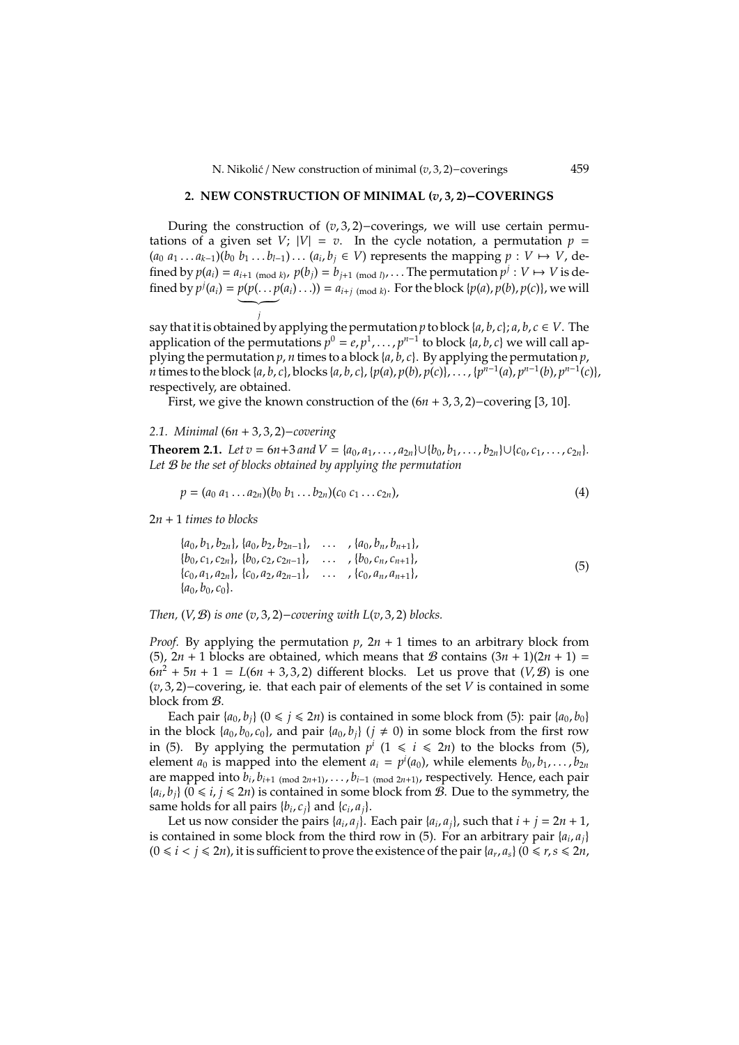## 2. NEW CONSTRUCTION OF MINIMAL $(v, 3, 2)-$COVERINGS

During the construction of $(v, 3, 2)-$coverings, we will use certain permutations of a given set $V$; $|V| = v$. In the cycle notation, a permutation $p = (a_0\ a_1 \ldots a_{k-1})(b_0\ b_1 \ldots b_{l-1}) \ldots$ $(a_i, b_j \in V)$ represents the mapping $p : V \mapsto V$, defined by $p(a_i) = a_{i+1 \pmod k}$, $p(b_j) = b_{j+1 \pmod l}$, ... The permutation $p^j : V \mapsto V$ is defined by $p^j(a_i) = \underbrace{p(p(\ldots p}_{j}(a_i)\ldots)) = a_{i+j \pmod k}$. For the block $\{p(a), p(b), p(c)\}$, we will say that it is obtained by applying the permutation $p$ to block $\{a, b, c\}$; $a, b, c \in V$. The application of the permutations $p^0 = e, p^1, \ldots, p^{n-1}$ to block $\{a, b, c\}$ we will call applying the permutation $p$, $n$ times to a block $\{a, b, c\}$. By applying the permutation $p$, $n$ times to the block $\{a, b, c\}$, blocks $\{a, b, c\}, \{p(a), p(b), p(c)\}, \ldots, \{p^{n-1}(a), p^{n-1}(b), p^{n-1}(c)\}$, respectively, are obtained.

First, we give the known construction of the $(6n + 3, 3, 2)-$covering [3, 10].

### 2.1. Minimal $(6n + 3, 3, 2)-$covering

**Theorem 2.1.** *Let $v = 6n+3$ and $V = \{a_0, a_1, \ldots, a_{2n}\} \cup \{b_0, b_1, \ldots, b_{2n}\} \cup \{c_0, c_1, \ldots, c_{2n}\}$. Let $\mathcal{B}$ be the set of blocks obtained by applying the permutation*

$$p = (a_0\ a_1 \ldots a_{2n})(b_0\ b_1 \ldots b_{2n})(c_0\ c_1 \ldots c_{2n}), \tag{4}$$

*$2n + 1$ times to blocks*

$$\begin{array}{llll}
\{a_0, b_1, b_{2n}\}, & \{a_0, b_2, b_{2n-1}\}, & \ldots & , \{a_0, b_n, b_{n+1}\}, \\
\{b_0, c_1, c_{2n}\}, & \{b_0, c_2, c_{2n-1}\}, & \ldots & , \{b_0, c_n, c_{n+1}\}, \\
\{c_0, a_1, a_{2n}\}, & \{c_0, a_2, a_{2n-1}\}, & \ldots & , \{c_0, a_n, a_{n+1}\}, \\
\{a_0, b_0, c_0\}. & & &
\end{array} \tag{5}$$

*Then, $(V, \mathcal{B})$ is one $(v, 3, 2)-$covering with $L(v, 3, 2)$ blocks.*

*Proof.* By applying the permutation $p$, $2n + 1$ times to an arbitrary block from (5), $2n + 1$ blocks are obtained, which means that $\mathcal{B}$ contains $(3n + 1)(2n + 1) = 6n^2 + 5n + 1 = L(6n + 3, 3, 2)$ different blocks. Let us prove that $(V, \mathcal{B})$ is one $(v, 3, 2)-$covering, ie. that each pair of elements of the set $V$ is contained in some block from $\mathcal{B}$.

Each pair $\{a_0, b_j\}$ $(0 \leqslant j \leqslant 2n)$ is contained in some block from (5): pair $\{a_0, b_0\}$ in the block $\{a_0, b_0, c_0\}$, and pair $\{a_0, b_j\}$ $(j \neq 0)$ in some block from the first row in (5). By applying the permutation $p^i$ $(1 \leqslant i \leqslant 2n)$ to the blocks from (5), element $a_0$ is mapped into the element $a_i = p^i(a_0)$, while elements $b_0, b_1, \ldots, b_{2n}$ are mapped into $b_i, b_{i+1 \pmod{2n+1}}, \ldots, b_{i-1 \pmod{2n+1}}$, respectively. Hence, each pair $\{a_i, b_j\}$ $(0 \leqslant i, j \leqslant 2n)$ is contained in some block from $\mathcal{B}$. Due to the symmetry, the same holds for all pairs $\{b_i, c_j\}$ and $\{c_i, a_j\}$.

Let us now consider the pairs $\{a_i, a_j\}$. Each pair $\{a_i, a_j\}$, such that $i + j = 2n + 1$, is contained in some block from the third row in (5). For an arbitrary pair $\{a_i, a_j\}$ $(0 \leqslant i < j \leqslant 2n)$, it is sufficient to prove the existence of the pair $\{a_r, a_s\}$ $(0 \leqslant r, s \leqslant 2n,$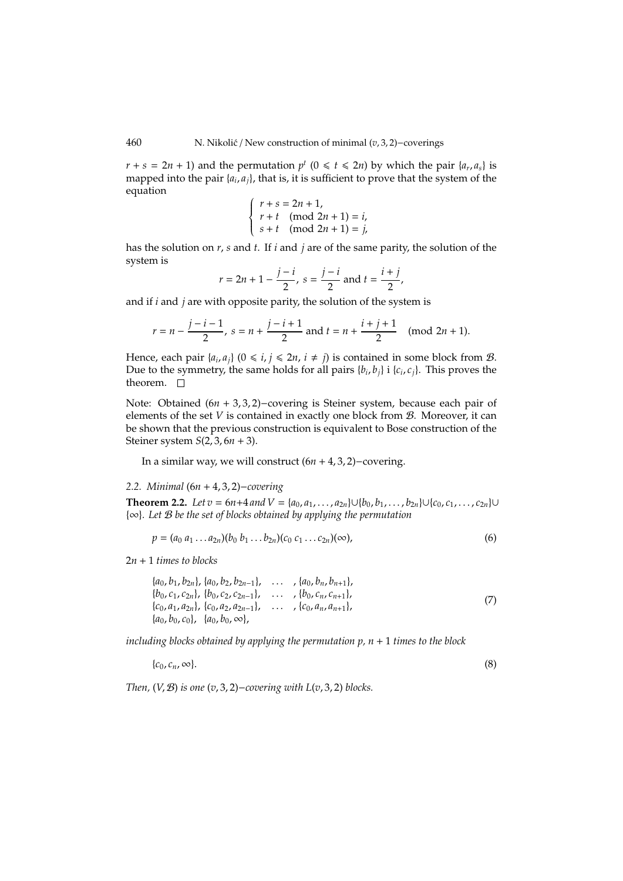$r + s = 2n + 1$) and the permutation $p^t$ ($0 \leqslant t \leqslant 2n$) by which the pair $\{a_r, a_s\}$ is mapped into the pair $\{a_i, a_j\}$, that is, it is sufficient to prove that the system of the equation

$$\begin{cases} r + s = 2n + 1, \\ r + t \pmod{2n+1} = i, \\ s + t \pmod{2n+1} = j, \end{cases}$$

has the solution on $r$, $s$ and $t$. If $i$ and $j$ are of the same parity, the solution of the system is

$$r = 2n + 1 - \frac{j-i}{2},\ s = \frac{j-i}{2} \text{ and } t = \frac{i+j}{2},$$

and if $i$ and $j$ are with opposite parity, the solution of the system is

$$r = n - \frac{j-i-1}{2},\ s = n + \frac{j-i+1}{2} \text{ and } t = n + \frac{i+j+1}{2} \pmod{2n+1}.$$

Hence, each pair $\{a_i, a_j\}$ ($0 \leqslant i, j \leqslant 2n$, $i \neq j$) is contained in some block from $\mathcal{B}$. Due to the symmetry, the same holds for all pairs $\{b_i, b_j\}$ i $\{c_i, c_j\}$. This proves the theorem. □

Note: Obtained $(6n + 3, 3, 2)-$covering is Steiner system, because each pair of elements of the set $V$ is contained in exactly one block from $\mathcal{B}$. Moreover, it can be shown that the previous construction is equivalent to Bose construction of the Steiner system $S(2, 3, 6n + 3)$.

In a similar way, we will construct $(6n + 4, 3, 2)-$covering.

### 2.2. Minimal $(6n + 4, 3, 2)-$covering

**Theorem 2.2.** *Let $v = 6n+4$ and $V = \{a_0, a_1, \ldots, a_{2n}\} \cup \{b_0, b_1, \ldots, b_{2n}\} \cup \{c_0, c_1, \ldots, c_{2n}\} \cup \{\infty\}$. Let $\mathcal{B}$ be the set of blocks obtained by applying the permutation*

$$p = (a_0\, a_1 \ldots a_{2n})(b_0\, b_1 \ldots b_{2n})(c_0\, c_1 \ldots c_{2n})(\infty), \tag{6}$$

*$2n + 1$ times to blocks*

$$\begin{array}{llll} \{a_0, b_1, b_{2n}\}, & \{a_0, b_2, b_{2n-1}\}, & \ldots & , \{a_0, b_n, b_{n+1}\}, \\ \{b_0, c_1, c_{2n}\}, & \{b_0, c_2, c_{2n-1}\}, & \ldots & , \{b_0, c_n, c_{n+1}\}, \\ \{c_0, a_1, a_{2n}\}, & \{c_0, a_2, a_{2n-1}\}, & \ldots & , \{c_0, a_n, a_{n+1}\}, \\ \{a_0, b_0, c_0\}, & \{a_0, b_0, \infty\}, & & \end{array} \tag{7}$$

*including blocks obtained by applying the permutation $p$, $n + 1$ times to the block*

$$\{c_0, c_n, \infty\}. \tag{8}$$

*Then, $(V, \mathcal{B})$ is one $(v, 3, 2)-$covering with $L(v, 3, 2)$ blocks.*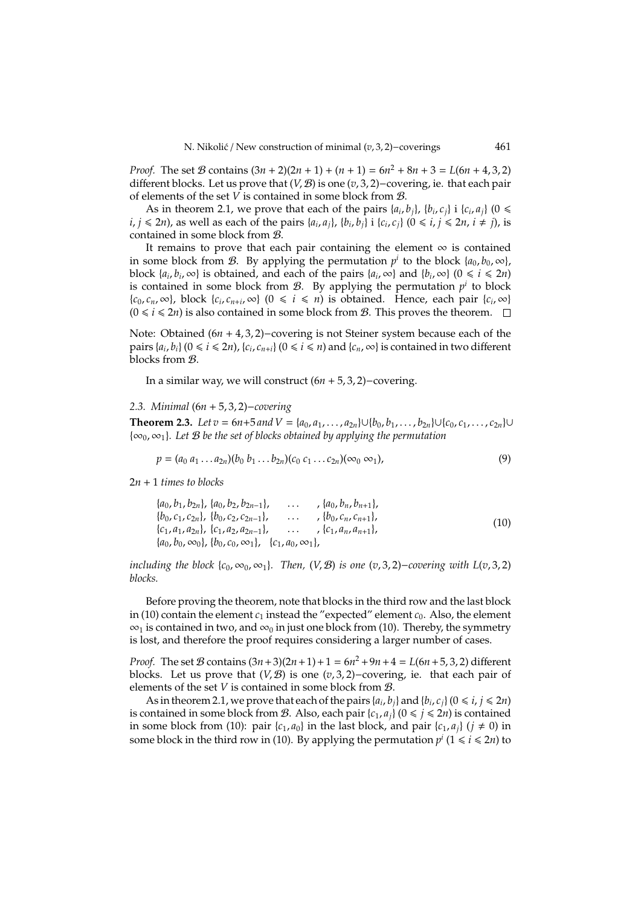*Proof.* The set $\mathcal{B}$ contains $(3n+2)(2n+1)+(n+1) = 6n^2+8n+3 = L(6n+4,3,2)$ different blocks. Let us prove that $(V,\mathcal{B})$ is one $(v,3,2)-$covering, ie. that each pair of elements of the set $V$ is contained in some block from $\mathcal{B}$.

As in theorem 2.1, we prove that each of the pairs $\{a_i, b_j\}$, $\{b_i, c_j\}$ i $\{c_i, a_j\}$ $(0 \leqslant i, j \leqslant 2n)$, as well as each of the pairs $\{a_i, a_j\}$, $\{b_i, b_j\}$ i $\{c_i, c_j\}$ $(0 \leqslant i, j \leqslant 2n, i \neq j)$, is contained in some block from $\mathcal{B}$.

It remains to prove that each pair containing the element $\infty$ is contained in some block from $\mathcal{B}$. By applying the permutation $p^i$ to the block $\{a_0, b_0, \infty\}$, block $\{a_i, b_i, \infty\}$ is obtained, and each of the pairs $\{a_i, \infty\}$ and $\{b_i, \infty\}$ $(0 \leqslant i \leqslant 2n)$ is contained in some block from $\mathcal{B}$. By applying the permutation $p^i$ to block $\{c_0, c_n, \infty\}$, block $\{c_i, c_{n+i}, \infty\}$ $(0 \leqslant i \leqslant n)$ is obtained. Hence, each pair $\{c_i, \infty\}$ $(0 \leqslant i \leqslant 2n)$ is also contained in some block from $\mathcal{B}$. This proves the theorem. $\square$

Note: Obtained $(6n+4,3,2)-$covering is not Steiner system because each of the pairs $\{a_i, b_i\}$ $(0 \leqslant i \leqslant 2n)$, $\{c_i, c_{n+i}\}$ $(0 \leqslant i \leqslant n)$ and $\{c_n, \infty\}$ is contained in two different blocks from $\mathcal{B}$.

In a similar way, we will construct $(6n+5,3,2)-$covering.

### 2.3. Minimal $(6n+5,3,2)-$covering

**Theorem 2.3.** *Let $v = 6n+5$ and $V = \{a_0, a_1, \ldots, a_{2n}\} \cup \{b_0, b_1, \ldots, b_{2n}\} \cup \{c_0, c_1, \ldots, c_{2n}\} \cup \{\infty_0, \infty_1\}$. Let $\mathcal{B}$ be the set of blocks obtained by applying the permutation*

$$p = (a_0\, a_1 \ldots a_{2n})(b_0\, b_1 \ldots b_{2n})(c_0\, c_1 \ldots c_{2n})(\infty_0\, \infty_1), \tag{9}$$

*$2n+1$ times to blocks*

$$\begin{array}{llll}
\{a_0, b_1, b_{2n}\}, & \{a_0, b_2, b_{2n-1}\}, & \ldots & , \{a_0, b_n, b_{n+1}\}, \\
\{b_0, c_1, c_{2n}\}, & \{b_0, c_2, c_{2n-1}\}, & \ldots & , \{b_0, c_n, c_{n+1}\}, \\
\{c_1, a_1, a_{2n}\}, & \{c_1, a_2, a_{2n-1}\}, & \ldots & , \{c_1, a_n, a_{n+1}\}, \\
\{a_0, b_0, \infty_0\}, & \{b_0, c_0, \infty_1\}, & \{c_1, a_0, \infty_1\}, &
\end{array} \tag{10}$$

*including the block $\{c_0, \infty_0, \infty_1\}$. Then, $(V,\mathcal{B})$ is one $(v,3,2)-$covering with $L(v,3,2)$ blocks.*

Before proving the theorem, note that blocks in the third row and the last block in (10) contain the element $c_1$ instead the "expected" element $c_0$. Also, the element $\infty_1$ is contained in two, and $\infty_0$ in just one block from (10). Thereby, the symmetry is lost, and therefore the proof requires considering a larger number of cases.

*Proof.* The set $\mathcal{B}$ contains $(3n+3)(2n+1)+1 = 6n^2+9n+4 = L(6n+5,3,2)$ different blocks. Let us prove that $(V,\mathcal{B})$ is one $(v,3,2)-$covering, ie. that each pair of elements of the set $V$ is contained in some block from $\mathcal{B}$.

As in theorem 2.1, we prove that each of the pairs $\{a_i, b_j\}$ and $\{b_i, c_j\}$ $(0 \leqslant i, j \leqslant 2n)$ is contained in some block from $\mathcal{B}$. Also, each pair $\{c_1, a_j\}$ $(0 \leqslant j \leqslant 2n)$ is contained in some block from (10): pair $\{c_1, a_0\}$ in the last block, and pair $\{c_1, a_j\}$ $(j \neq 0)$ in some block in the third row in (10). By applying the permutation $p^i$ $(1 \leqslant i \leqslant 2n)$ to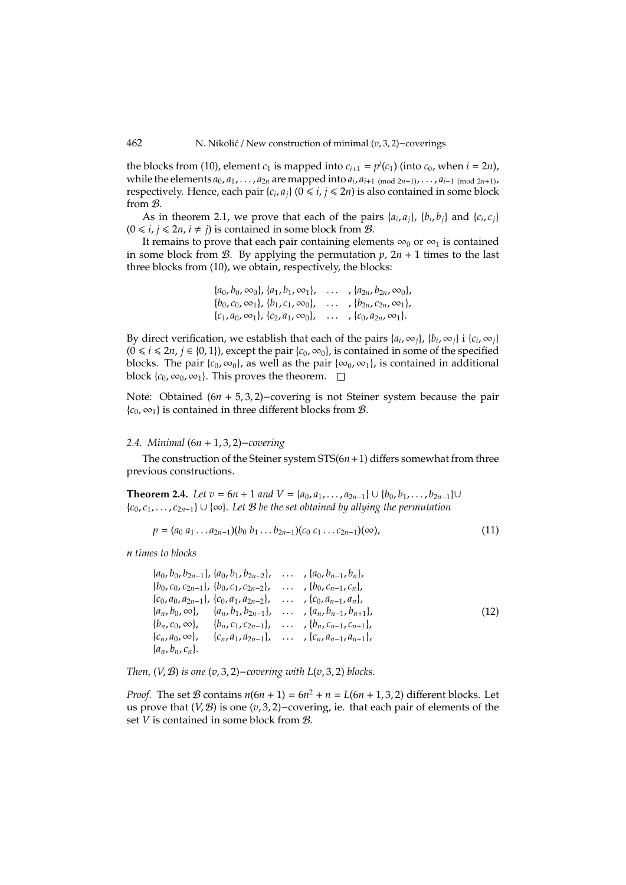the blocks from (10), element $c_1$ is mapped into $c_{i+1} = p^i(c_1)$ (into $c_0$, when $i = 2n$), while the elements $a_0, a_1, \ldots, a_{2n}$ are mapped into $a_i, a_{i+1 \pmod{2n+1}}, \ldots, a_{i-1 \pmod{2n+1}}$, respectively. Hence, each pair $\{c_i, a_j\}$ $(0 \leqslant i, j \leqslant 2n)$ is also contained in some block from $\mathcal{B}$.

As in theorem 2.1, we prove that each of the pairs $\{a_i, a_j\}$, $\{b_i, b_j\}$ and $\{c_i, c_j\}$ $(0 \leqslant i, j \leqslant 2n, i \neq j)$ is contained in some block from $\mathcal{B}$.

It remains to prove that each pair containing elements $\infty_0$ or $\infty_1$ is contained in some block from $\mathcal{B}$. By applying the permutation $p$, $2n+1$ times to the last three blocks from (10), we obtain, respectively, the blocks:

$$
\begin{array}{lll}
\{a_0, b_0, \infty_0\}, \{a_1, b_1, \infty_1\}, & \ldots & , \{a_{2n}, b_{2n}, \infty_0\}, \\
\{b_0, c_0, \infty_1\}, \{b_1, c_1, \infty_0\}, & \ldots & , \{b_{2n}, c_{2n}, \infty_1\}, \\
\{c_1, a_0, \infty_1\}, \{c_2, a_1, \infty_0\}, & \ldots & , \{c_0, a_{2n}, \infty_1\}.
\end{array}
$$

By direct verification, we establish that each of the pairs $\{a_i, \infty_j\}$, $\{b_i, \infty_j\}$ i $\{c_i, \infty_j\}$ $(0 \leqslant i \leqslant 2n, j \in \{0, 1\})$, except the pair $\{c_0, \infty_0\}$, is contained in some of the specified blocks. The pair $\{c_0, \infty_0\}$, as well as the pair $\{\infty_0, \infty_1\}$, is contained in additional block $\{c_0, \infty_0, \infty_1\}$. This proves the theorem. $\square$

Note: Obtained $(6n+5, 3, 2)-$covering is not Steiner system because the pair $\{c_0, \infty_1\}$ is contained in three different blocks from $\mathcal{B}$.

### 2.4. Minimal $(6n+1, 3, 2)-$covering

The construction of the Steiner system $STS(6n+1)$ differs somewhat from three previous constructions.

**Theorem 2.4.** *Let $v = 6n+1$ and $V = \{a_0, a_1, \ldots, a_{2n-1}\} \cup \{b_0, b_1, \ldots, b_{2n-1}\} \cup \{c_0, c_1, \ldots, c_{2n-1}\} \cup \{\infty\}$. Let $\mathcal{B}$ be the set obtained by allying the permutation*

$$
p = (a_0\, a_1 \ldots a_{2n-1})(b_0\, b_1 \ldots b_{2n-1})(c_0\, c_1 \ldots c_{2n-1})(\infty), \tag{11}
$$

*$n$ times to blocks*

$$
\begin{array}{llll}
\{a_0, b_0, b_{2n-1}\}, & \{a_0, b_1, b_{2n-2}\}, & \ldots & , \{a_0, b_{n-1}, b_n\}, \\
\{b_0, c_0, c_{2n-1}\}, & \{b_0, c_1, c_{2n-2}\}, & \ldots & , \{b_0, c_{n-1}, c_n\}, \\
\{c_0, a_0, a_{2n-1}\}, & \{c_0, a_1, a_{2n-2}\}, & \ldots & , \{c_0, a_{n-1}, a_n\}, \\
\{a_n, b_0, \infty\}, & \{a_n, b_1, b_{2n-1}\}, & \ldots & , \{a_n, b_{n-1}, b_{n+1}\}, \\
\{b_n, c_0, \infty\}, & \{b_n, c_1, c_{2n-1}\}, & \ldots & , \{b_n, c_{n-1}, c_{n+1}\}, \\
\{c_n, a_0, \infty\}, & \{c_n, a_1, a_{2n-1}\}, & \ldots & , \{c_n, a_{n-1}, a_{n+1}\}, \\
\{a_n, b_n, c_n\}. & & &
\end{array} \tag{12}
$$

*Then, $(V, \mathcal{B})$ is one $(v, 3, 2)-$covering with $L(v, 3, 2)$ blocks.*

*Proof.* The set $\mathcal{B}$ contains $n(6n+1) = 6n^2 + n = L(6n+1, 3, 2)$ different blocks. Let us prove that $(V, \mathcal{B})$ is one $(v, 3, 2)-$covering, ie. that each pair of elements of the set $V$ is contained in some block from $\mathcal{B}$.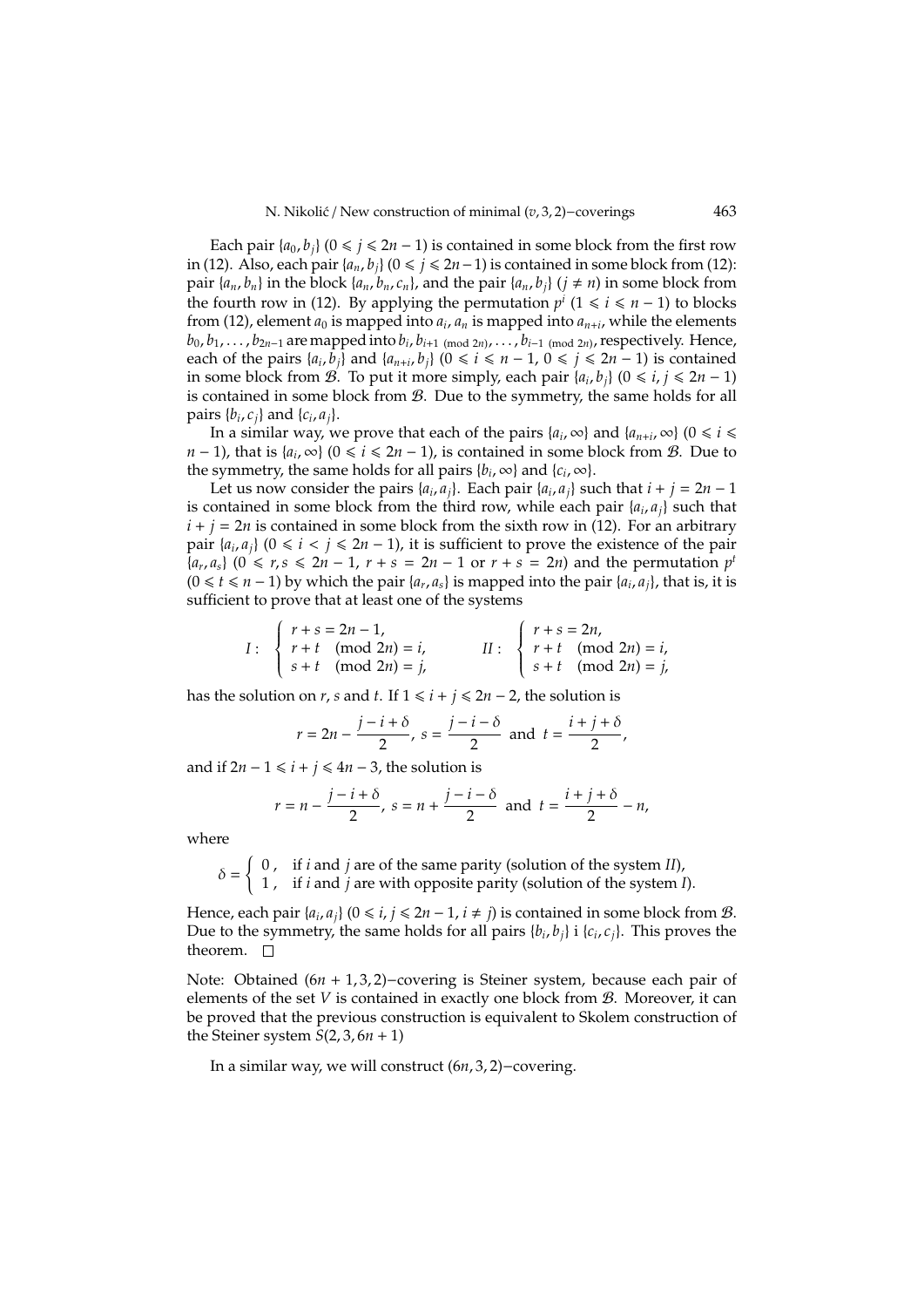Each pair $\{a_0, b_j\}$ $(0 \leqslant j \leqslant 2n-1)$ is contained in some block from the first row in (12). Also, each pair $\{a_n, b_j\}$ $(0 \leqslant j \leqslant 2n-1)$ is contained in some block from (12): pair $\{a_n, b_n\}$ in the block $\{a_n, b_n, c_n\}$, and the pair $\{a_n, b_j\}$ $(j \neq n)$ in some block from the fourth row in (12). By applying the permutation $p^i$ $(1 \leqslant i \leqslant n-1)$ to blocks from (12), element $a_0$ is mapped into $a_i$, $a_n$ is mapped into $a_{n+i}$, while the elements $b_0, b_1, \ldots, b_{2n-1}$ are mapped into $b_i, b_{i+1 \pmod{2n}}, \ldots, b_{i-1 \pmod{2n}}$, respectively. Hence, each of the pairs $\{a_i, b_j\}$ and $\{a_{n+i}, b_j\}$ $(0 \leqslant i \leqslant n-1,\ 0 \leqslant j \leqslant 2n-1)$ is contained in some block from $\mathcal{B}$. To put it more simply, each pair $\{a_i, b_j\}$ $(0 \leqslant i, j \leqslant 2n-1)$ is contained in some block from $\mathcal{B}$. Due to the symmetry, the same holds for all pairs $\{b_i, c_j\}$ and $\{c_i, a_j\}$.

In a similar way, we prove that each of the pairs $\{a_i, \infty\}$ and $\{a_{n+i}, \infty\}$ $(0 \leqslant i \leqslant n-1)$, that is $\{a_i, \infty\}$ $(0 \leqslant i \leqslant 2n-1)$, is contained in some block from $\mathcal{B}$. Due to the symmetry, the same holds for all pairs $\{b_i, \infty\}$ and $\{c_i, \infty\}$.

Let us now consider the pairs $\{a_i, a_j\}$. Each pair $\{a_i, a_j\}$ such that $i + j = 2n-1$ is contained in some block from the third row, while each pair $\{a_i, a_j\}$ such that $i + j = 2n$ is contained in some block from the sixth row in (12). For an arbitrary pair $\{a_i, a_j\}$ $(0 \leqslant i < j \leqslant 2n-1)$, it is sufficient to prove the existence of the pair $\{a_r, a_s\}$ $(0 \leqslant r, s \leqslant 2n-1,\ r+s = 2n-1$ or $r+s = 2n)$ and the permutation $p^t$ $(0 \leqslant t \leqslant n-1)$ by which the pair $\{a_r, a_s\}$ is mapped into the pair $\{a_i, a_j\}$, that is, it is sufficient to prove that at least one of the systems

$$I: \begin{cases} r+s = 2n-1, \\ r+t \pmod{2n} = i, \\ s+t \pmod{2n} = j, \end{cases} \qquad II: \begin{cases} r+s = 2n, \\ r+t \pmod{2n} = i, \\ s+t \pmod{2n} = j, \end{cases}$$

has the solution on $r$, $s$ and $t$. If $1 \leqslant i + j \leqslant 2n-2$, the solution is

$$r = 2n - \frac{j-i+\delta}{2},\ s = \frac{j-i-\delta}{2} \ \text{ and } \ t = \frac{i+j+\delta}{2},$$

and if $2n-1 \leqslant i+j \leqslant 4n-3$, the solution is

$$r = n - \frac{j-i+\delta}{2},\ s = n + \frac{j-i-\delta}{2} \ \text{ and } \ t = \frac{i+j+\delta}{2} - n,$$

where

$$\delta = \begin{cases} 0, & \text{if } i \text{ and } j \text{ are of the same parity (solution of the system } II), \\ 1, & \text{if } i \text{ and } j \text{ are with opposite parity (solution of the system } I). \end{cases}$$

Hence, each pair $\{a_i, a_j\}$ $(0 \leqslant i, j \leqslant 2n-1,\ i \neq j)$ is contained in some block from $\mathcal{B}$. Due to the symmetry, the same holds for all pairs $\{b_i, b_j\}$ i $\{c_i, c_j\}$. This proves the theorem. $\square$

Note: Obtained $(6n+1, 3, 2)-$covering is Steiner system, because each pair of elements of the set $V$ is contained in exactly one block from $\mathcal{B}$. Moreover, it can be proved that the previous construction is equivalent to Skolem construction of the Steiner system $S(2, 3, 6n+1)$

In a similar way, we will construct $(6n, 3, 2)-$covering.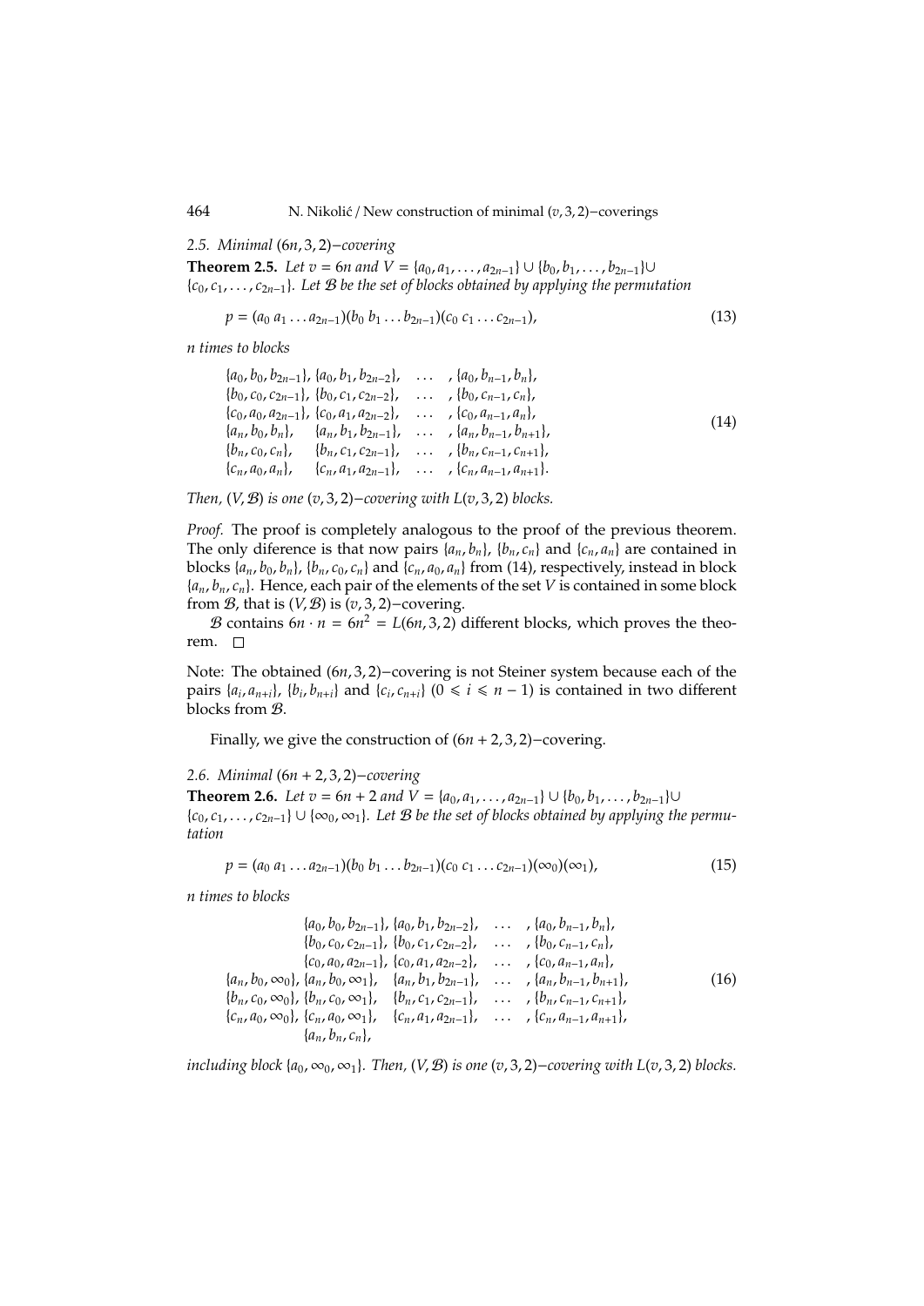### 2.5. Minimal $(6n, 3, 2)$–covering

**Theorem 2.5.** *Let $v = 6n$ and $V = \{a_0, a_1, \ldots, a_{2n-1}\} \cup \{b_0, b_1, \ldots, b_{2n-1}\} \cup \{c_0, c_1, \ldots, c_{2n-1}\}$. Let $\mathcal{B}$ be the set of blocks obtained by applying the permutation*

$$p = (a_0\, a_1 \ldots a_{2n-1})(b_0\, b_1 \ldots b_{2n-1})(c_0\, c_1 \ldots c_{2n-1}), \tag{13}$$

*$n$ times to blocks*

$$\begin{array}{llll}
\{a_0, b_0, b_{2n-1}\}, & \{a_0, b_1, b_{2n-2}\}, & \ldots & , \{a_0, b_{n-1}, b_n\}, \\
\{b_0, c_0, c_{2n-1}\}, & \{b_0, c_1, c_{2n-2}\}, & \ldots & , \{b_0, c_{n-1}, c_n\}, \\
\{c_0, a_0, a_{2n-1}\}, & \{c_0, a_1, a_{2n-2}\}, & \ldots & , \{c_0, a_{n-1}, a_n\}, \\
\{a_n, b_0, b_n\}, & \{a_n, b_1, b_{2n-1}\}, & \ldots & , \{a_n, b_{n-1}, b_{n+1}\}, \\
\{b_n, c_0, c_n\}, & \{b_n, c_1, c_{2n-1}\}, & \ldots & , \{b_n, c_{n-1}, c_{n+1}\}, \\
\{c_n, a_0, a_n\}, & \{c_n, a_1, a_{2n-1}\}, & \ldots & , \{c_n, a_{n-1}, a_{n+1}\}.
\end{array} \tag{14}$$

*Then, $(V, \mathcal{B})$ is one $(v, 3, 2)$–covering with $L(v, 3, 2)$ blocks.*

*Proof.* The proof is completely analogous to the proof of the previous theorem. The only diference is that now pairs $\{a_n, b_n\}$, $\{b_n, c_n\}$ and $\{c_n, a_n\}$ are contained in blocks $\{a_n, b_0, b_n\}$, $\{b_n, c_0, c_n\}$ and $\{c_n, a_0, a_n\}$ from (14), respectively, instead in block $\{a_n, b_n, c_n\}$. Hence, each pair of the elements of the set $V$ is contained in some block from $\mathcal{B}$, that is $(V, \mathcal{B})$ is $(v, 3, 2)$–covering.

$\mathcal{B}$ contains $6n \cdot n = 6n^2 = L(6n, 3, 2)$ different blocks, which proves the theorem. □

Note: The obtained $(6n, 3, 2)$–covering is not Steiner system because each of the pairs $\{a_i, a_{n+i}\}$, $\{b_i, b_{n+i}\}$ and $\{c_i, c_{n+i}\}$ $(0 \leqslant i \leqslant n-1)$ is contained in two different blocks from $\mathcal{B}$.

Finally, we give the construction of $(6n + 2, 3, 2)$–covering.

### 2.6. Minimal $(6n + 2, 3, 2)$–covering

**Theorem 2.6.** *Let $v = 6n + 2$ and $V = \{a_0, a_1, \ldots, a_{2n-1}\} \cup \{b_0, b_1, \ldots, b_{2n-1}\} \cup \{c_0, c_1, \ldots, c_{2n-1}\} \cup \{\infty_0, \infty_1\}$. Let $\mathcal{B}$ be the set of blocks obtained by applying the permutation*

$$p = (a_0\, a_1 \ldots a_{2n-1})(b_0\, b_1 \ldots b_{2n-1})(c_0\, c_1 \ldots c_{2n-1})(\infty_0)(\infty_1), \tag{15}$$

*$n$ times to blocks*

$$\begin{array}{lllll}
 & \{a_0, b_0, b_{2n-1}\}, & \{a_0, b_1, b_{2n-2}\}, & \ldots & , \{a_0, b_{n-1}, b_n\}, \\
 & \{b_0, c_0, c_{2n-1}\}, & \{b_0, c_1, c_{2n-2}\}, & \ldots & , \{b_0, c_{n-1}, c_n\}, \\
 & \{c_0, a_0, a_{2n-1}\}, & \{c_0, a_1, a_{2n-2}\}, & \ldots & , \{c_0, a_{n-1}, a_n\}, \\
\{a_n, b_0, \infty_0\}, & \{a_n, b_0, \infty_1\}, & \{a_n, b_1, b_{2n-1}\}, & \ldots & , \{a_n, b_{n-1}, b_{n+1}\}, \\
\{b_n, c_0, \infty_0\}, & \{b_n, c_0, \infty_1\}, & \{b_n, c_1, c_{2n-1}\}, & \ldots & , \{b_n, c_{n-1}, c_{n+1}\}, \\
\{c_n, a_0, \infty_0\}, & \{c_n, a_0, \infty_1\}, & \{c_n, a_1, a_{2n-1}\}, & \ldots & , \{c_n, a_{n-1}, a_{n+1}\}, \\
 & \{a_n, b_n, c_n\}, & & &
\end{array} \tag{16}$$

*including block $\{a_0, \infty_0, \infty_1\}$. Then, $(V, \mathcal{B})$ is one $(v, 3, 2)$–covering with $L(v, 3, 2)$ blocks.*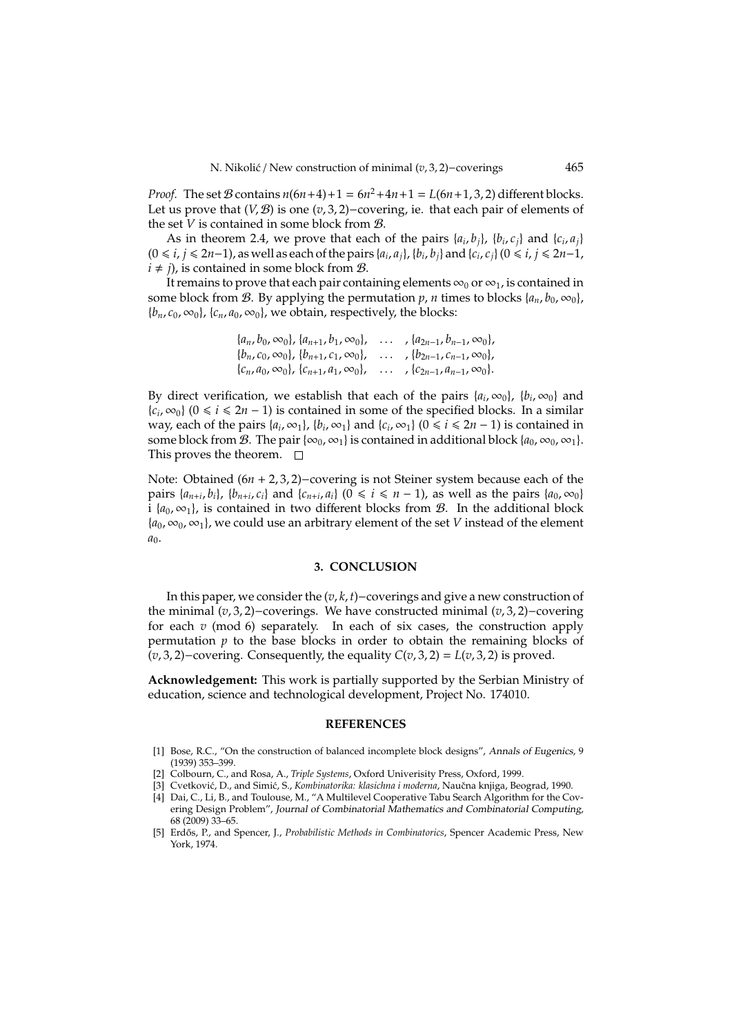*Proof.* The set $\mathcal{B}$ contains $n(6n+4)+1 = 6n^2+4n+1 = L(6n+1,3,2)$ different blocks. Let us prove that $(V,\mathcal{B})$ is one $(v,3,2)-$covering, ie. that each pair of elements of the set $V$ is contained in some block from $\mathcal{B}$.

As in theorem 2.4, we prove that each of the pairs $\{a_i, b_j\}$, $\{b_i, c_j\}$ and $\{c_i, a_j\}$ $(0 \leqslant i, j \leqslant 2n-1)$, as well as each of the pairs $\{a_i, a_j\}$, $\{b_i, b_j\}$ and $\{c_i, c_j\}$ $(0 \leqslant i, j \leqslant 2n-1$, $i \neq j)$, is contained in some block from $\mathcal{B}$.

It remains to prove that each pair containing elements $\infty_0$ or $\infty_1$, is contained in some block from $\mathcal{B}$. By applying the permutation $p$, $n$ times to blocks $\{a_n, b_0, \infty_0\}$, $\{b_n, c_0, \infty_0\}$, $\{c_n, a_0, \infty_0\}$, we obtain, respectively, the blocks:

$$
\begin{array}{llll}
\{a_n, b_0, \infty_0\}, & \{a_{n+1}, b_1, \infty_0\}, & \ldots & , \{a_{2n-1}, b_{n-1}, \infty_0\}, \\
\{b_n, c_0, \infty_0\}, & \{b_{n+1}, c_1, \infty_0\}, & \ldots & , \{b_{2n-1}, c_{n-1}, \infty_0\}, \\
\{c_n, a_0, \infty_0\}, & \{c_{n+1}, a_1, \infty_0\}, & \ldots & , \{c_{2n-1}, a_{n-1}, \infty_0\}.
\end{array}
$$

By direct verification, we establish that each of the pairs $\{a_i, \infty_0\}$, $\{b_i, \infty_0\}$ and $\{c_i, \infty_0\}$ $(0 \leqslant i \leqslant 2n-1)$ is contained in some of the specified blocks. In a similar way, each of the pairs $\{a_i, \infty_1\}$, $\{b_i, \infty_1\}$ and $\{c_i, \infty_1\}$ $(0 \leqslant i \leqslant 2n-1)$ is contained in some block from $\mathcal{B}$. The pair $\{\infty_0, \infty_1\}$ is contained in additional block $\{a_0, \infty_0, \infty_1\}$. This proves the theorem. □

Note: Obtained $(6n+2,3,2)-$covering is not Steiner system because each of the pairs $\{a_{n+i}, b_i\}$, $\{b_{n+i}, c_i\}$ and $\{c_{n+i}, a_i\}$ $(0 \leqslant i \leqslant n-1)$, as well as the pairs $\{a_0, \infty_0\}$ i $\{a_0, \infty_1\}$, is contained in two different blocks from $\mathcal{B}$. In the additional block $\{a_0, \infty_0, \infty_1\}$, we could use an arbitrary element of the set $V$ instead of the element $a_0$.

## 3. CONCLUSION

In this paper, we consider the $(v,k,t)-$coverings and give a new construction of the minimal $(v,3,2)-$coverings. We have constructed minimal $(v,3,2)-$covering for each $v$ (mod 6) separately. In each of six cases, the construction apply permutation $p$ to the base blocks in order to obtain the remaining blocks of $(v,3,2)-$covering. Consequently, the equality $C(v,3,2) = L(v,3,2)$ is proved.

**Acknowledgement:** This work is partially supported by the Serbian Ministry of education, science and technological development, Project No. 174010.

## REFERENCES

[1] Bose, R.C., "On the construction of balanced incomplete block designs", *Annals of Eugenics*, 9 (1939) 353–399.

[2] Colbourn, C., and Rosa, A., *Triple Systems*, Oxford Univerisity Press, Oxford, 1999.

[3] Cvetković, D., and Simić, S., *Kombinatorika: klasichna i moderna*, Naučna knjiga, Beograd, 1990.

[4] Dai, C., Li, B., and Toulouse, M., "A Multilevel Cooperative Tabu Search Algorithm for the Covering Design Problem", *Journal of Combinatorial Mathematics and Combinatorial Computing*, 68 (2009) 33–65.

[5] Erdős, P., and Spencer, J., *Probabilistic Methods in Combinatorics*, Spencer Academic Press, New York, 1974.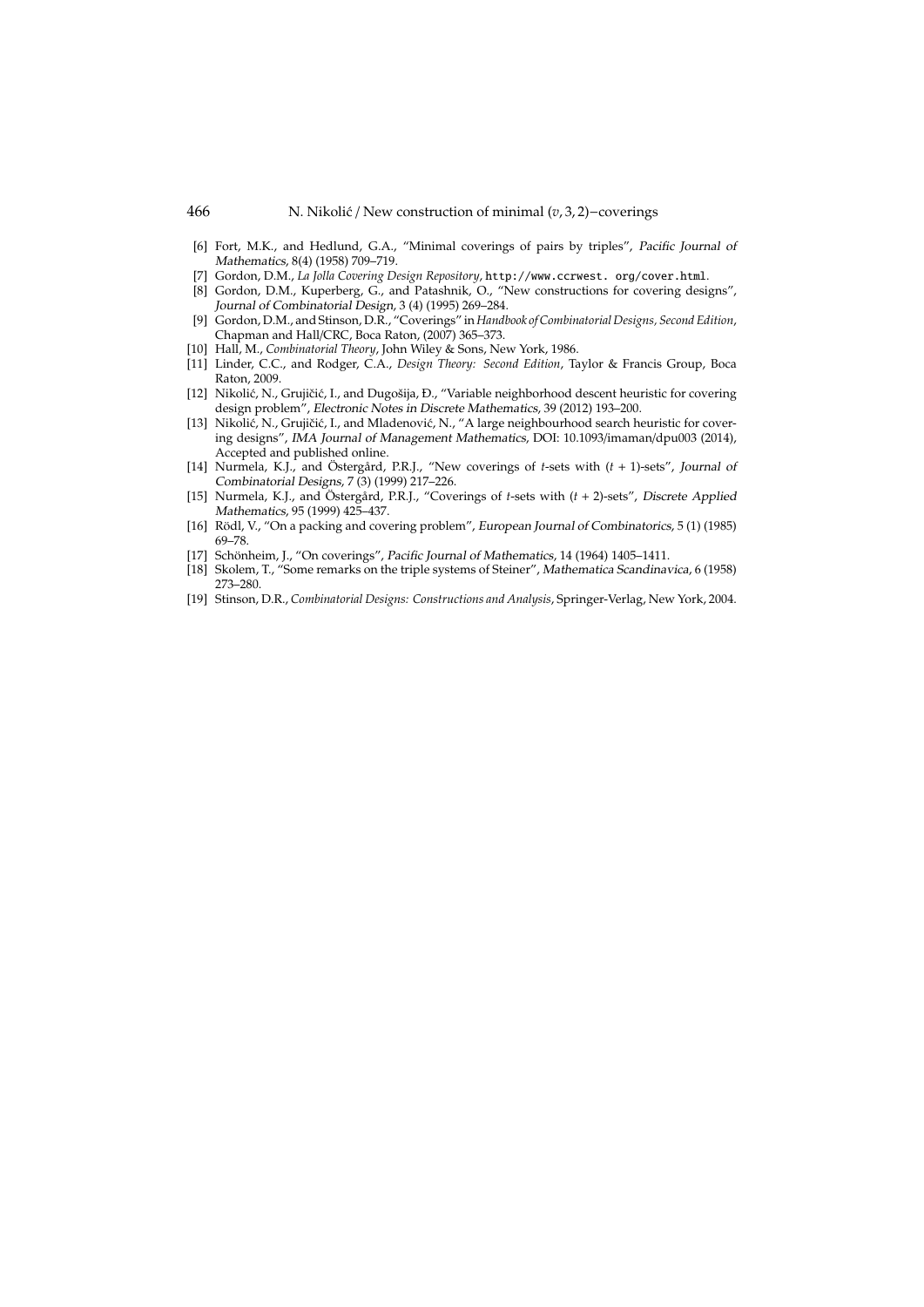[6] Fort, M.K., and Hedlund, G.A., "Minimal coverings of pairs by triples", *Pacific Journal of Mathematics*, 8(4) (1958) 709–719.

[7] Gordon, D.M., *La Jolla Covering Design Repository*, http://www.ccrwest. org/cover.html.

[8] Gordon, D.M., Kuperberg, G., and Patashnik, O., "New constructions for covering designs", *Journal of Combinatorial Design*, 3 (4) (1995) 269–284.

[9] Gordon, D.M., and Stinson, D.R., "Coverings" in *Handbook of Combinatorial Designs, Second Edition*, Chapman and Hall/CRC, Boca Raton, (2007) 365–373.

[10] Hall, M., *Combinatorial Theory*, John Wiley & Sons, New York, 1986.

[11] Linder, C.C., and Rodger, C.A., *Design Theory: Second Edition*, Taylor & Francis Group, Boca Raton, 2009.

[12] Nikolić, N., Grujičić, I., and Dugošija, Đ., "Variable neighborhood descent heuristic for covering design problem", *Electronic Notes in Discrete Mathematics*, 39 (2012) 193–200.

[13] Nikolić, N., Grujičić, I., and Mladenović, N., "A large neighbourhood search heuristic for covering designs", *IMA Journal of Management Mathematics*, DOI: 10.1093/imaman/dpu003 (2014), Accepted and published online.

[14] Nurmela, K.J., and Östergård, P.R.J., "New coverings of $t$-sets with $(t + 1)$-sets", *Journal of Combinatorial Designs*, 7 (3) (1999) 217–226.

[15] Nurmela, K.J., and Östergård, P.R.J., "Coverings of $t$-sets with $(t + 2)$-sets", *Discrete Applied Mathematics*, 95 (1999) 425–437.

[16] Rödl, V., "On a packing and covering problem", *European Journal of Combinatorics*, 5 (1) (1985) 69–78.

[17] Schönheim, J., "On coverings", *Pacific Journal of Mathematics*, 14 (1964) 1405–1411.

[18] Skolem, T., "Some remarks on the triple systems of Steiner", *Mathematica Scandinavica*, 6 (1958) 273–280.

[19] Stinson, D.R., *Combinatorial Designs: Constructions and Analysis*, Springer-Verlag, New York, 2004.